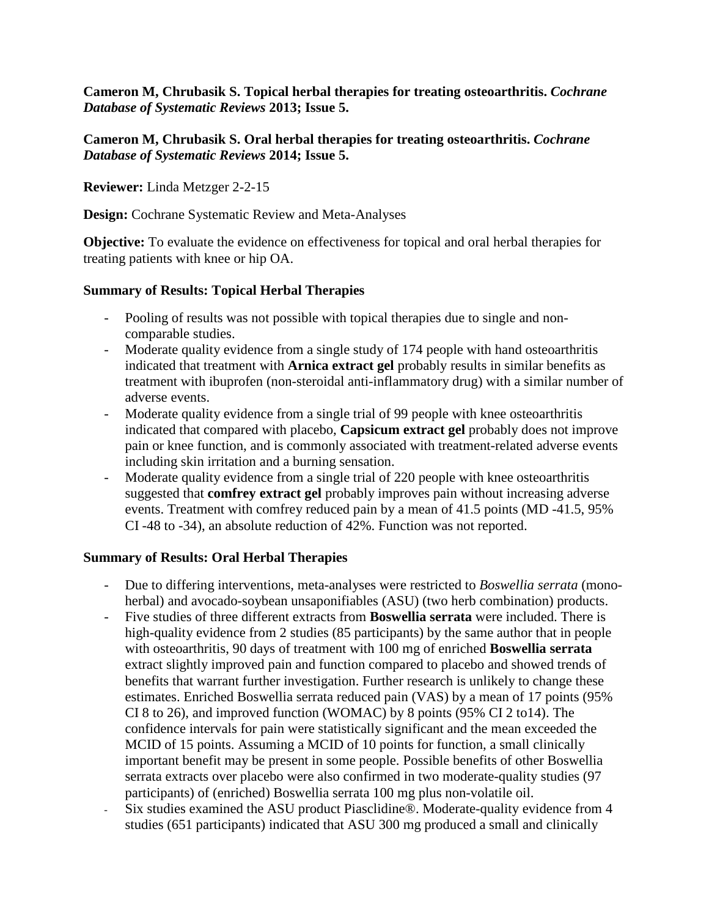**Cameron M, Chrubasik S. Topical herbal therapies for treating osteoarthritis. *Cochrane Database of Systematic Reviews* 2013; Issue 5.**

**Cameron M, Chrubasik S. Oral herbal therapies for treating osteoarthritis. *Cochrane Database of Systematic Reviews* 2014; Issue 5.**

**Reviewer:** Linda Metzger 2-2-15

**Design:** Cochrane Systematic Review and Meta-Analyses

**Objective:** To evaluate the evidence on effectiveness for topical and oral herbal therapies for treating patients with knee or hip OA.

**Summary of Results: Topical Herbal Therapies**

- Pooling of results was not possible with topical therapies due to single and non-comparable studies.
- Moderate quality evidence from a single study of 174 people with hand osteoarthritis indicated that treatment with **Arnica extract gel** probably results in similar benefits as treatment with ibuprofen (non-steroidal anti-inflammatory drug) with a similar number of adverse events.
- Moderate quality evidence from a single trial of 99 people with knee osteoarthritis indicated that compared with placebo, **Capsicum extract gel** probably does not improve pain or knee function, and is commonly associated with treatment-related adverse events including skin irritation and a burning sensation.
- Moderate quality evidence from a single trial of 220 people with knee osteoarthritis suggested that **comfrey extract gel** probably improves pain without increasing adverse events. Treatment with comfrey reduced pain by a mean of 41.5 points (MD -41.5, 95% CI -48 to -34), an absolute reduction of 42%. Function was not reported.

**Summary of Results: Oral Herbal Therapies**

- Due to differing interventions, meta-analyses were restricted to *Boswellia serrata* (mono-herbal) and avocado-soybean unsaponifiables (ASU) (two herb combination) products.
- Five studies of three different extracts from **Boswellia serrata** were included. There is high-quality evidence from 2 studies (85 participants) by the same author that in people with osteoarthritis, 90 days of treatment with 100 mg of enriched **Boswellia serrata** extract slightly improved pain and function compared to placebo and showed trends of benefits that warrant further investigation. Further research is unlikely to change these estimates. Enriched Boswellia serrata reduced pain (VAS) by a mean of 17 points (95% CI 8 to 26), and improved function (WOMAC) by 8 points (95% CI 2 to14). The confidence intervals for pain were statistically significant and the mean exceeded the MCID of 15 points. Assuming a MCID of 10 points for function, a small clinically important benefit may be present in some people. Possible benefits of other Boswellia serrata extracts over placebo were also confirmed in two moderate-quality studies (97 participants) of (enriched) Boswellia serrata 100 mg plus non-volatile oil.
- Six studies examined the ASU product Piascledine®. Moderate-quality evidence from 4 studies (651 participants) indicated that ASU 300 mg produced a small and clinically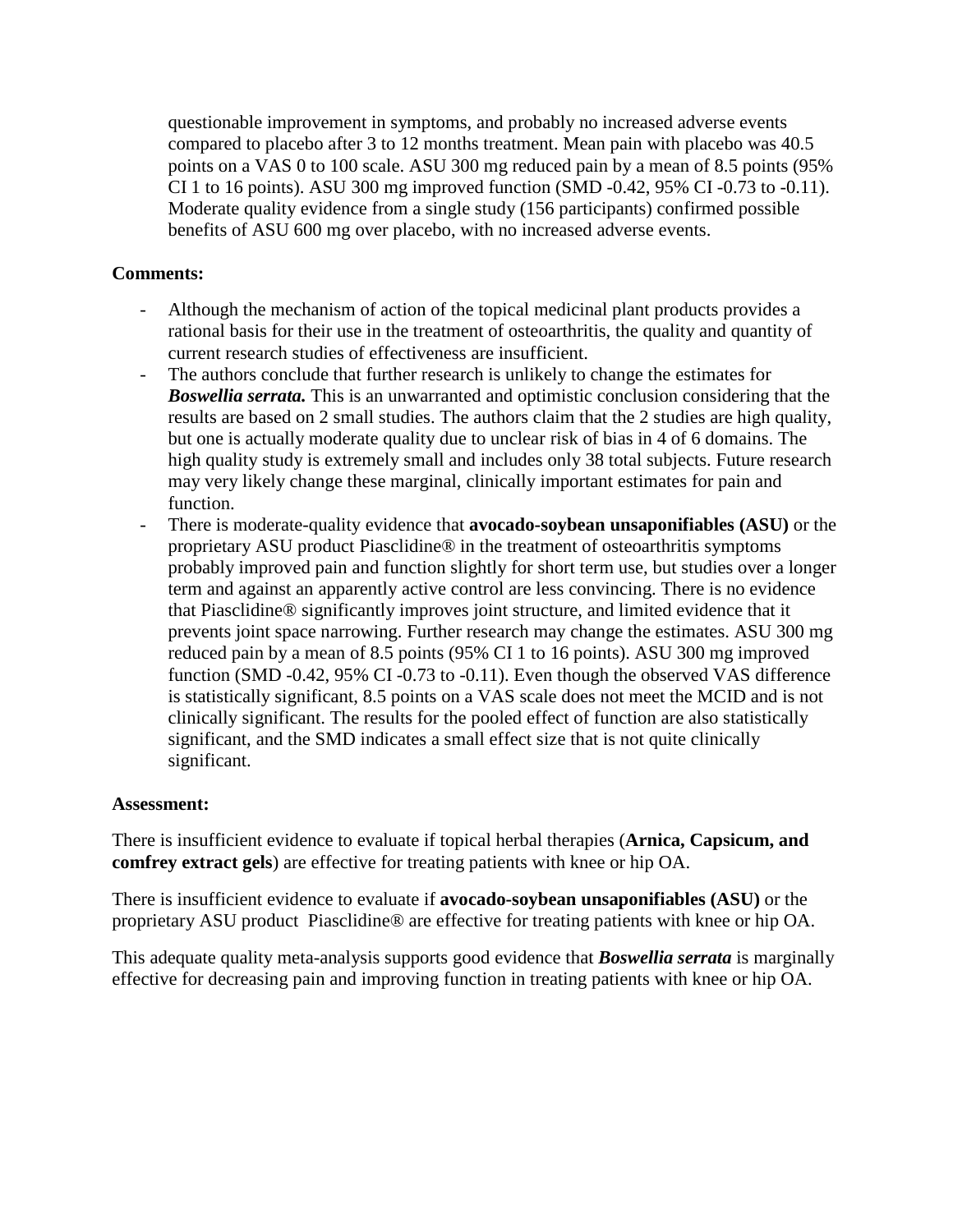questionable improvement in symptoms, and probably no increased adverse events compared to placebo after 3 to 12 months treatment. Mean pain with placebo was 40.5 points on a VAS 0 to 100 scale. ASU 300 mg reduced pain by a mean of 8.5 points (95% CI 1 to 16 points). ASU 300 mg improved function (SMD -0.42, 95% CI -0.73 to -0.11). Moderate quality evidence from a single study (156 participants) confirmed possible benefits of ASU 600 mg over placebo, with no increased adverse events.

**Comments:**

- Although the mechanism of action of the topical medicinal plant products provides a rational basis for their use in the treatment of osteoarthritis, the quality and quantity of current research studies of effectiveness are insufficient.
- The authors conclude that further research is unlikely to change the estimates for ***Boswellia serrata.*** This is an unwarranted and optimistic conclusion considering that the results are based on 2 small studies. The authors claim that the 2 studies are high quality, but one is actually moderate quality due to unclear risk of bias in 4 of 6 domains. The high quality study is extremely small and includes only 38 total subjects. Future research may very likely change these marginal, clinically important estimates for pain and function.
- There is moderate-quality evidence that **avocado-soybean unsaponifiables (ASU)** or the proprietary ASU product Piasclidine® in the treatment of osteoarthritis symptoms probably improved pain and function slightly for short term use, but studies over a longer term and against an apparently active control are less convincing. There is no evidence that Piasclidine® significantly improves joint structure, and limited evidence that it prevents joint space narrowing. Further research may change the estimates. ASU 300 mg reduced pain by a mean of 8.5 points (95% CI 1 to 16 points). ASU 300 mg improved function (SMD -0.42, 95% CI -0.73 to -0.11). Even though the observed VAS difference is statistically significant, 8.5 points on a VAS scale does not meet the MCID and is not clinically significant. The results for the pooled effect of function are also statistically significant, and the SMD indicates a small effect size that is not quite clinically significant.

**Assessment:**

There is insufficient evidence to evaluate if topical herbal therapies (**Arnica, Capsicum, and comfrey extract gels**) are effective for treating patients with knee or hip OA.

There is insufficient evidence to evaluate if **avocado-soybean unsaponifiables (ASU)** or the proprietary ASU product Piasclidine® are effective for treating patients with knee or hip OA.

This adequate quality meta-analysis supports good evidence that ***Boswellia serrata*** is marginally effective for decreasing pain and improving function in treating patients with knee or hip OA.